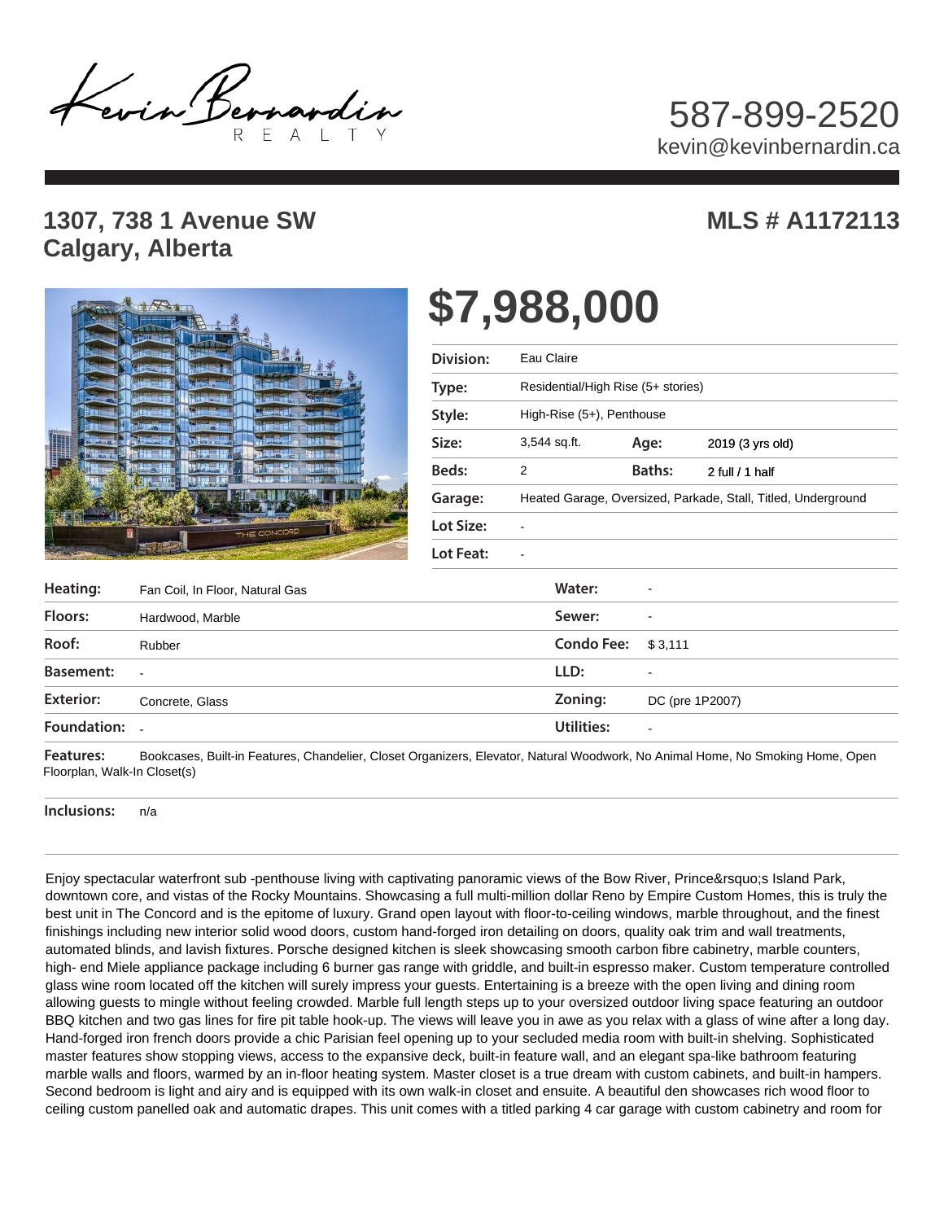Kevin Bernardin REALTY

587-899-2520
kevin@kevinbernardin.ca

## 1307, 738 1 Avenue SW
## Calgary, Alberta

## MLS # A1172113

# $7,988,000

| | | | |
|---|---|---|---|
| **Division:** | Eau Claire | | |
| **Type:** | Residential/High Rise (5+ stories) | | |
| **Style:** | High-Rise (5+), Penthouse | | |
| **Size:** | 3,544 sq.ft. | **Age:** | 2019 (3 yrs old) |
| **Beds:** | 2 | **Baths:** | 2 full / 1 half |
| **Garage:** | Heated Garage, Oversized, Parkade, Stall, Titled, Underground | | |
| **Lot Size:** | - | | |
| **Lot Feat:** | - | | |

| | | | |
|---|---|---|---|
| **Heating:** | Fan Coil, In Floor, Natural Gas | **Water:** | - |
| **Floors:** | Hardwood, Marble | **Sewer:** | - |
| **Roof:** | Rubber | **Condo Fee:** | $ 3,111 |
| **Basement:** | - | **LLD:** | - |
| **Exterior:** | Concrete, Glass | **Zoning:** | DC (pre 1P2007) |
| **Foundation:** | - | **Utilities:** | - |

**Features:** Bookcases, Built-in Features, Chandelier, Closet Organizers, Elevator, Natural Woodwork, No Animal Home, No Smoking Home, Open Floorplan, Walk-In Closet(s)

**Inclusions:** n/a

Enjoy spectacular waterfront sub -penthouse living with captivating panoramic views of the Bow River, Prince&rsquo;s Island Park, downtown core, and vistas of the Rocky Mountains. Showcasing a full multi-million dollar Reno by Empire Custom Homes, this is truly the best unit in The Concord and is the epitome of luxury. Grand open layout with floor-to-ceiling windows, marble throughout, and the finest finishings including new interior solid wood doors, custom hand-forged iron detailing on doors, quality oak trim and wall treatments, automated blinds, and lavish fixtures. Porsche designed kitchen is sleek showcasing smooth carbon fibre cabinetry, marble counters, high- end Miele appliance package including 6 burner gas range with griddle, and built-in espresso maker. Custom temperature controlled glass wine room located off the kitchen will surely impress your guests. Entertaining is a breeze with the open living and dining room allowing guests to mingle without feeling crowded. Marble full length steps up to your oversized outdoor living space featuring an outdoor BBQ kitchen and two gas lines for fire pit table hook-up. The views will leave you in awe as you relax with a glass of wine after a long day. Hand-forged iron french doors provide a chic Parisian feel opening up to your secluded media room with built-in shelving. Sophisticated master features show stopping views, access to the expansive deck, built-in feature wall, and an elegant spa-like bathroom featuring marble walls and floors, warmed by an in-floor heating system. Master closet is a true dream with custom cabinets, and built-in hampers. Second bedroom is light and airy and is equipped with its own walk-in closet and ensuite. A beautiful den showcases rich wood floor to ceiling custom panelled oak and automatic drapes. This unit comes with a titled parking 4 car garage with custom cabinetry and room for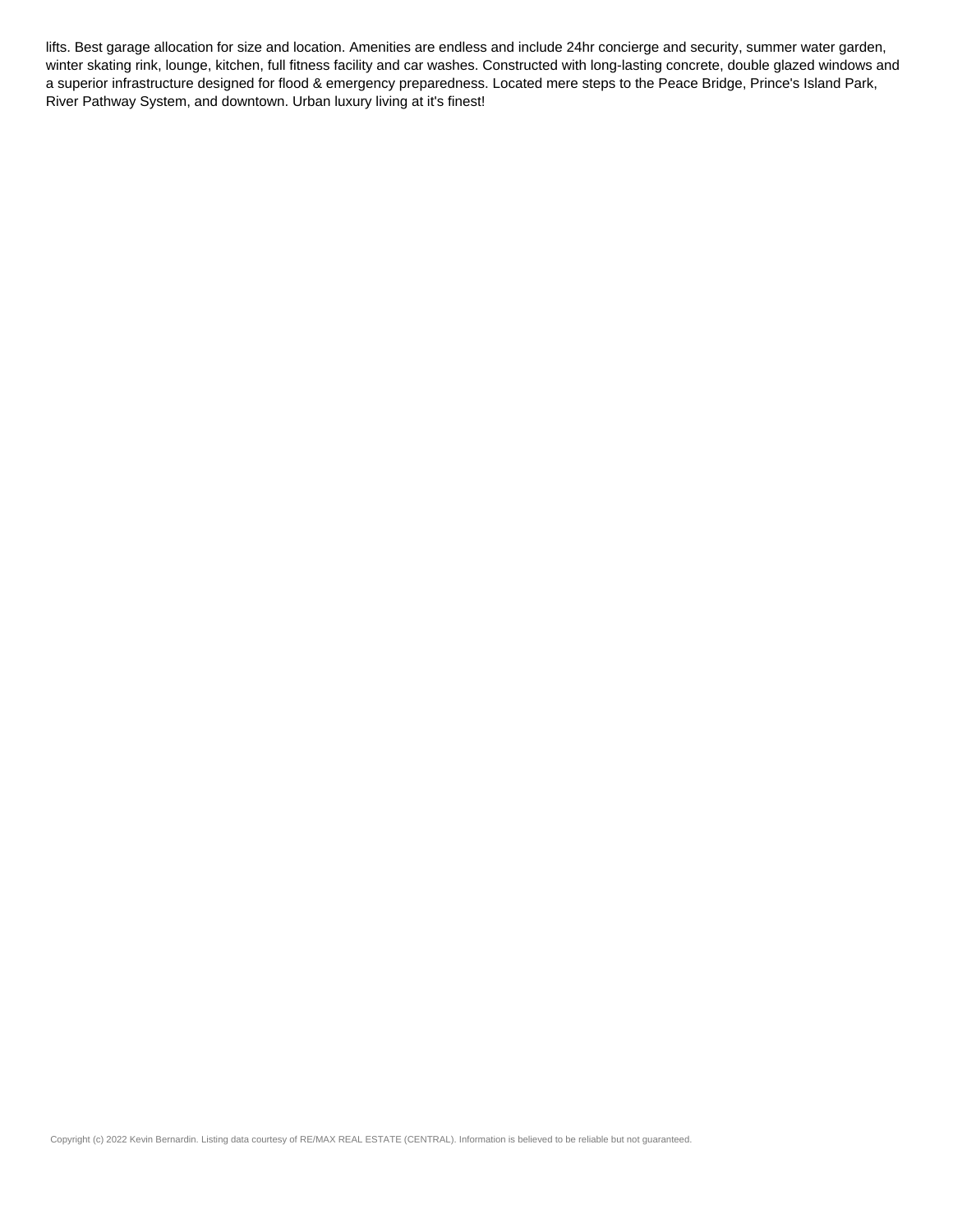lifts. Best garage allocation for size and location. Amenities are endless and include 24hr concierge and security, summer water garden, winter skating rink, lounge, kitchen, full fitness facility and car washes. Constructed with long-lasting concrete, double glazed windows and a superior infrastructure designed for flood & emergency preparedness. Located mere steps to the Peace Bridge, Prince's Island Park, River Pathway System, and downtown. Urban luxury living at it's finest!

Copyright (c) 2022 Kevin Bernardin. Listing data courtesy of RE/MAX REAL ESTATE (CENTRAL). Information is believed to be reliable but not guaranteed.